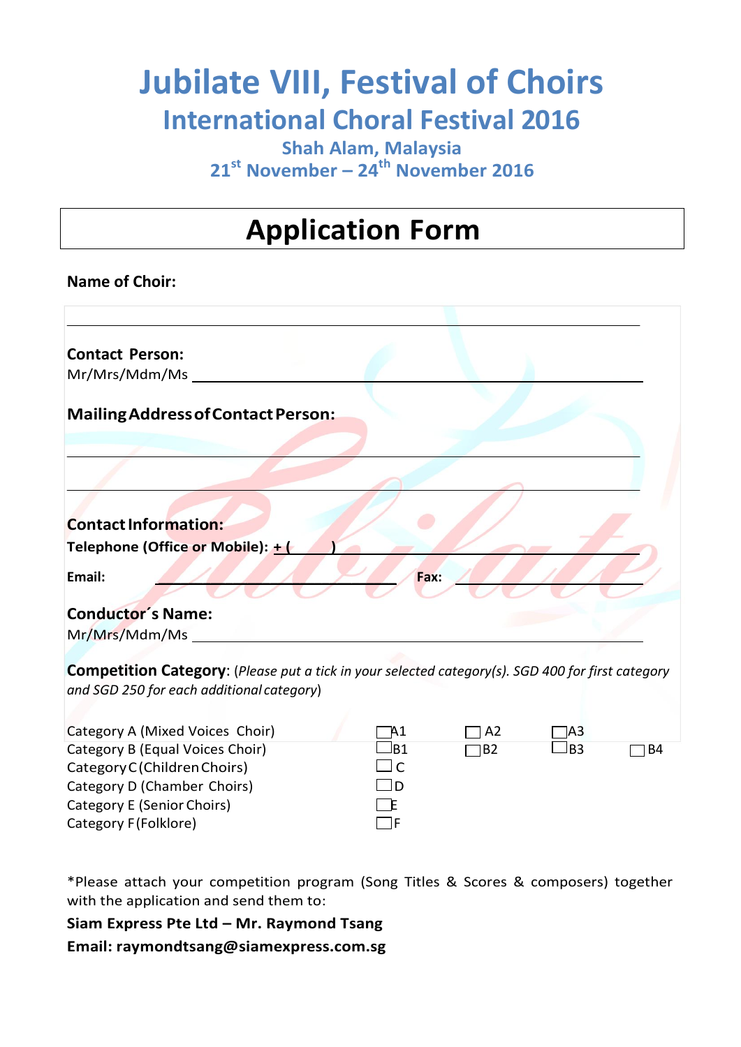# Jubilate VIII, Festival of Choirs

## International Choral Festival 2016

### Shah Alam, Malaysia

### 21st November – 24th November 2016

## Application Form

**Name of Choir:**

______________________________________________

**Contact Person:**

Mr/Mrs/Mdm/Ms ______________________________________________

**Mailing Address of Contact Person:**

______________________________________________

______________________________________________

**Contact Information:**

**Telephone (Office or Mobile): + (      )** ______________________________

**Email:** ______________________ **Fax:** ______________________

**Conductor´s Name:**

Mr/Mrs/Mdm/Ms ______________________________________________

**Competition Category**: (*Please put a tick in your selected category(s). SGD 400 for first category and SGD 250 for each additional category*)

| Category | | | | |
|---|---|---|---|---|
| Category A (Mixed Voices Choir) | ☐ A1 | ☐ A2 | ☐ A3 | |
| Category B (Equal Voices Choir) | ☐ B1 | ☐ B2 | ☐ B3 | ☐ B4 |
| Category C (Children Choirs) | ☐ C | | | |
| Category D (Chamber Choirs) | ☐ D | | | |
| Category E (Senior Choirs) | ☐ E | | | |
| Category F (Folklore) | ☐ F | | | |

*Please attach your competition program (Song Titles & Scores & composers) together with the application and send them to:

**Siam Express Pte Ltd – Mr. Raymond Tsang**

**Email: raymondtsang@siamexpress.com.sg**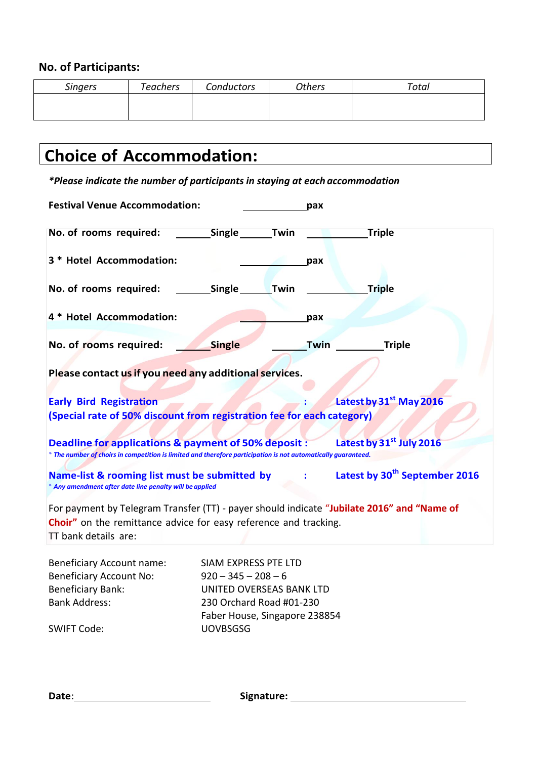**No. of Participants:**

| *Singers* | *Teachers* | *Conductors* | *Others* | *Total* |
|---|---|---|---|---|
| | | | | |

## Choice of Accommodation:

***Please indicate the number of participants in staying at each accommodation**

**Festival Venue Accommodation:** ____________**pax**

**No. of rooms required:** ______**Single** ______**Twin** ____________**Triple**

**3 * Hotel Accommodation:** ____________**pax**

**No. of rooms required:** ______**Single** ______**Twin** ____________**Triple**

**4 * Hotel Accommodation:** ____________**pax**

**No. of rooms required:** ______**Single** ______**Twin** _________**Triple**

**Please contact us if you need any additional services.**

**Early Bird Registration : Latest by 31st May 2016**
**(Special rate of 50% discount from registration fee for each category)**

**Deadline for applications & payment of 50% deposit : Latest by 31st July 2016**
*\* The number of choirs in competition is limited and therefore participation is not automatically guaranteed.*

**Name-list & rooming list must be submitted by : Latest by 30th September 2016**
*\* Any amendment after date line penalty will be applied*

For payment by Telegram Transfer (TT) - payer should indicate **"Jubilate 2016" and "Name of Choir"** on the remittance advice for easy reference and tracking.
TT bank details are:

| | |
|---|---|
| Beneficiary Account name: | SIAM EXPRESS PTE LTD |
| Beneficiary Account No: | 920 – 345 – 208 – 6 |
| Beneficiary Bank: | UNITED OVERSEAS BANK LTD |
| Bank Address: | 230 Orchard Road #01-230<br>Faber House, Singapore 238854 |
| SWIFT Code: | UOVBSGSG |

**Date**:________________________ **Signature:** ______________________________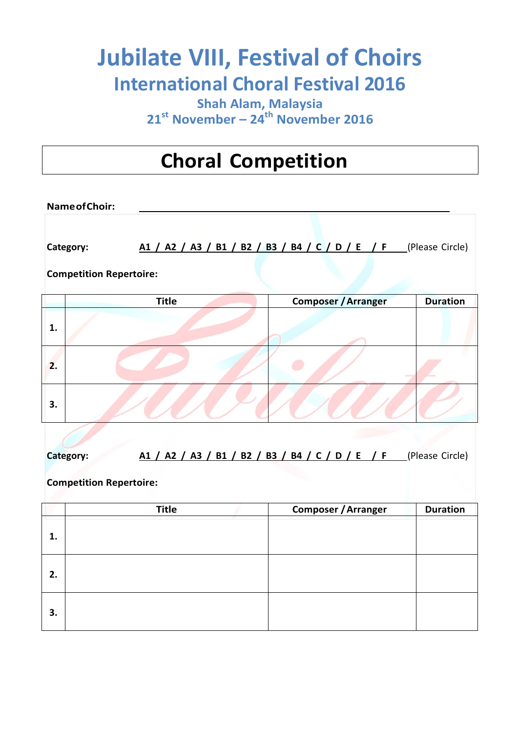# Jubilate VIII, Festival of Choirs

## International Choral Festival 2016

### Shah Alam, Malaysia

### 21st November – 24th November 2016

# Choral Competition

**Name of Choir:** ______________________________________________

**Category:** A1 / A2 / A3 / B1 / B2 / B3 / B4 / C / D / E / F (Please Circle)

**Competition Repertoire:**

| | Title | Composer / Arranger | Duration |
|---|---|---|---|
| **1.** | | | |
| **2.** | | | |
| **3.** | | | |

**Category:** A1 / A2 / A3 / B1 / B2 / B3 / B4 / C / D / E / F (Please Circle)

**Competition Repertoire:**

| | Title | Composer / Arranger | Duration |
|---|---|---|---|
| **1.** | | | |
| **2.** | | | |
| **3.** | | | |